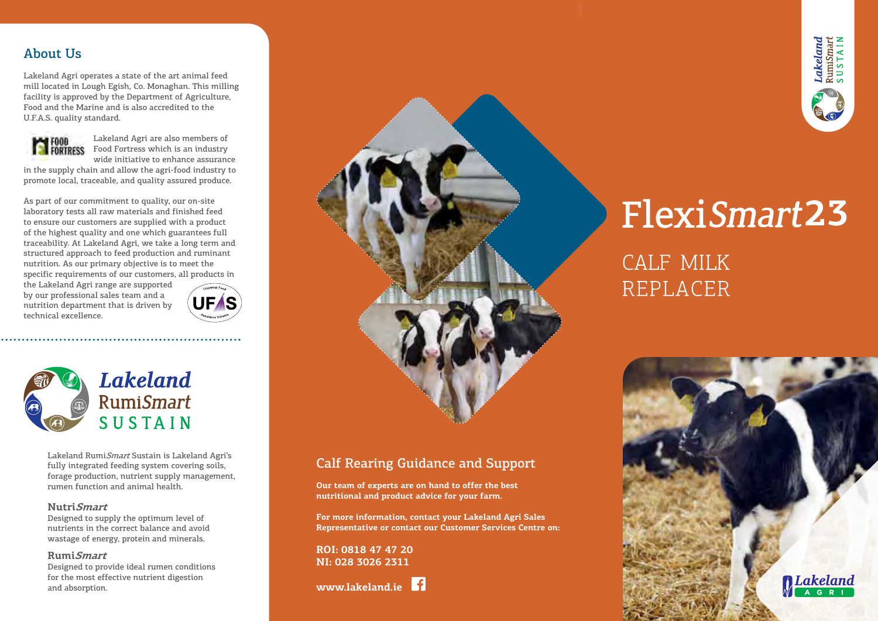## About Us

Lakeland Agri operates a state of the art animal feed mill located in Lough Egish, Co. Monaghan. This milling facility is approved by the Department of Agriculture, Food and the Marine and is also accredited to the U.F.A.S. quality standard.

Lakeland Agri are also members of Food Fortress which is an industry wide initiative to enhance assurance in the supply chain and allow the agri-food industry to promote local, traceable, and quality assured produce.

As part of our commitment to quality, our on-site laboratory tests all raw materials and finished feed to ensure our customers are supplied with a product of the highest quality and one which guarantees full traceability. At Lakeland Agri, we take a long term and structured approach to feed production and ruminant nutrition. As our primary objective is to meet the specific requirements of our customers, all products in the Lakeland Agri range are supported by our professional sales team and a nutrition department that is driven by technical excellence.

Lakeland RumiSmart SUSTAIN

Lakeland Rumi*Smart* Sustain is Lakeland Agri's fully integrated feeding system covering soils, forage production, nutrient supply management, rumen function and animal health.

### Nutri*Smart*

Designed to supply the optimum level of nutrients in the correct balance and avoid wastage of energy, protein and minerals.

### Rumi*Smart*

Designed to provide ideal rumen conditions for the most effective nutrient digestion and absorption.

## Calf Rearing Guidance and Support

**Our team of experts are on hand to offer the best nutritional and product advice for your farm.**

**For more information, contact your Lakeland Agri Sales Representative or contact our Customer Services Centre on:**

**ROI: 0818 47 47 20**
**NI: 028 3026 2311**

**www.lakeland.ie**

# Flexi*Smart*23

## CALF MILK REPLACER

Lakeland AGRI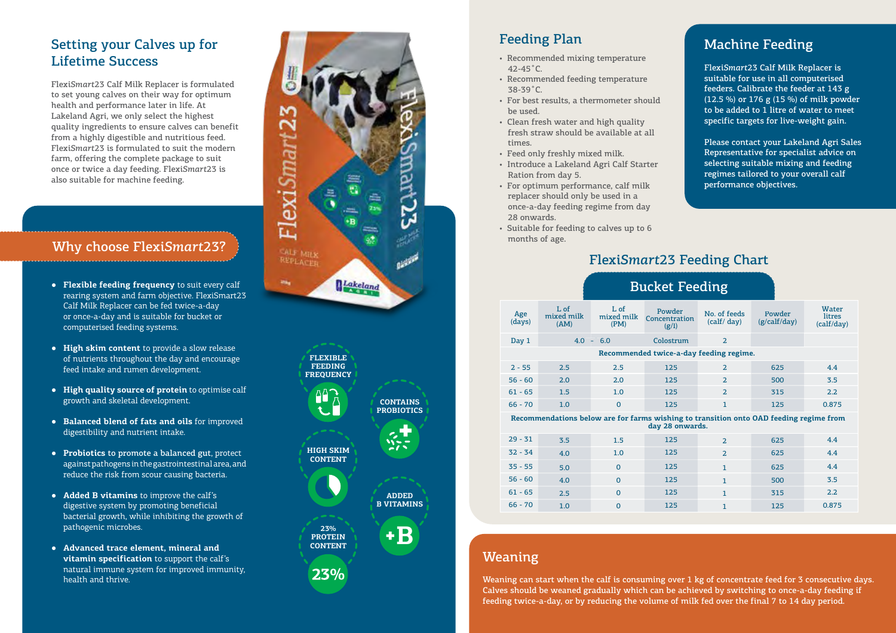## Setting your Calves up for Lifetime Success

Flexi*Smart*23 Calf Milk Replacer is formulated to set young calves on their way for optimum health and performance later in life. At Lakeland Agri, we only select the highest quality ingredients to ensure calves can benefit from a highly digestible and nutritious feed. Flexi*Smart*23 is formulated to suit the modern farm, offering the complete package to suit once or twice a day feeding. Flexi*Smart*23 is also suitable for machine feeding.

## Why choose Flexi*Smart*23?

- **Flexible feeding frequency** to suit every calf rearing system and farm objective. FlexiSmart23 Calf Milk Replacer can be fed twice-a-day or once-a-day and is suitable for bucket or computerised feeding systems.
- **High skim content** to provide a slow release of nutrients throughout the day and encourage feed intake and rumen development.
- **High quality source of protein** to optimise calf growth and skeletal development.
- **Balanced blend of fats and oils** for improved digestibility and nutrient intake.
- **Probiotics** to promote a balanced gut, protect against pathogens in the gastrointestinal area, and reduce the risk from scour causing bacteria.
- **Added B vitamins** to improve the calf's digestive system by promoting beneficial bacterial growth, while inhibiting the growth of pathogenic microbes.
- **Advanced trace element, mineral and vitamin specification** to support the calf's natural immune system for improved immunity, health and thrive.

FLEXIBLE FEEDING FREQUENCY

CONTAINS PROBIOTICS

HIGH SKIM CONTENT

ADDED B VITAMINS

23% PROTEIN CONTENT

## Feeding Plan

- Recommended mixing temperature 42-45˚C.
- Recommended feeding temperature 38-39˚C.
- For best results, a thermometer should be used.
- Clean fresh water and high quality fresh straw should be available at all times.
- Feed only freshly mixed milk.
- Introduce a Lakeland Agri Calf Starter Ration from day 5.
- For optimum performance, calf milk replacer should only be used in a once-a-day feeding regime from day 28 onwards.
- Suitable for feeding to calves up to 6 months of age.

## Machine Feeding

Flexi*Smart*23 Calf Milk Replacer is suitable for use in all computerised feeders. Calibrate the feeder at 143 g (12.5 %) or 176 g (15 %) of milk powder to be added to 1 litre of water to meet specific targets for live-weight gain.

Please contact your Lakeland Agri Sales Representative for specialist advice on selecting suitable mixing and feeding regimes tailored to your overall calf performance objectives.

## Flexi*Smart*23 Feeding Chart

### Bucket Feeding

| Age (days) | L of mixed milk (AM) | L of mixed milk (PM) | Powder Concentration (g/l) | No. of feeds (calf/ day) | Powder (g/calf/day) | Water litres (calf/day) |
|---|---|---|---|---|---|---|
| Day 1 | 4.0 - 6.0 | | Colostrum | 2 | | |
| **Recommended twice-a-day feeding regime.** | | | | | | |
| 2 - 55 | 2.5 | 2.5 | 125 | 2 | 625 | 4.4 |
| 56 - 60 | 2.0 | 2.0 | 125 | 2 | 500 | 3.5 |
| 61 - 65 | 1.5 | 1.0 | 125 | 2 | 315 | 2.2 |
| 66 - 70 | 1.0 | 0 | 125 | 1 | 125 | 0.875 |
| **Recommendations below are for farms wishing to transition onto OAD feeding regime from day 28 onwards.** | | | | | | |
| 29 - 31 | 3.5 | 1.5 | 125 | 2 | 625 | 4.4 |
| 32 - 34 | 4.0 | 1.0 | 125 | 2 | 625 | 4.4 |
| 35 - 55 | 5.0 | 0 | 125 | 1 | 625 | 4.4 |
| 56 - 60 | 4.0 | 0 | 125 | 1 | 500 | 3.5 |
| 61 - 65 | 2.5 | 0 | 125 | 1 | 315 | 2.2 |
| 66 - 70 | 1.0 | 0 | 125 | 1 | 125 | 0.875 |

## Weaning

Weaning can start when the calf is consuming over 1 kg of concentrate feed for 3 consecutive days. Calves should be weaned gradually which can be achieved by switching to once-a-day feeding if feeding twice-a-day, or by reducing the volume of milk fed over the final 7 to 14 day period.